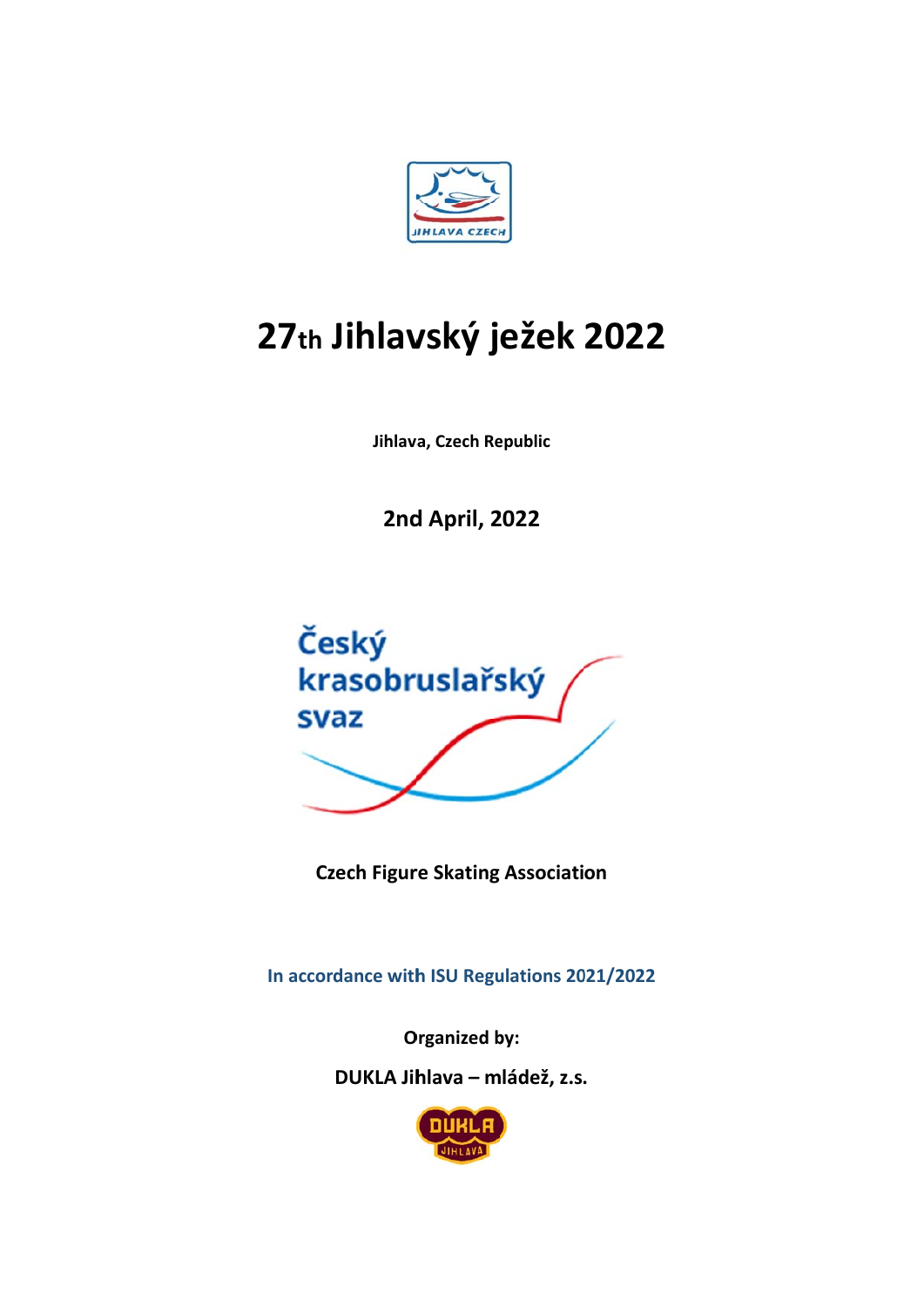# 27th Jihlavský ježek 2022

**Jihlava, Czech Republic**

**2nd April, 2022**

Český krasobruslařský svaz

**Czech Figure Skating Association**

**In accordance with ISU Regulations 2021/2022**

**Organized by:**

**DUKLA Jihlava – mládež, z.s.**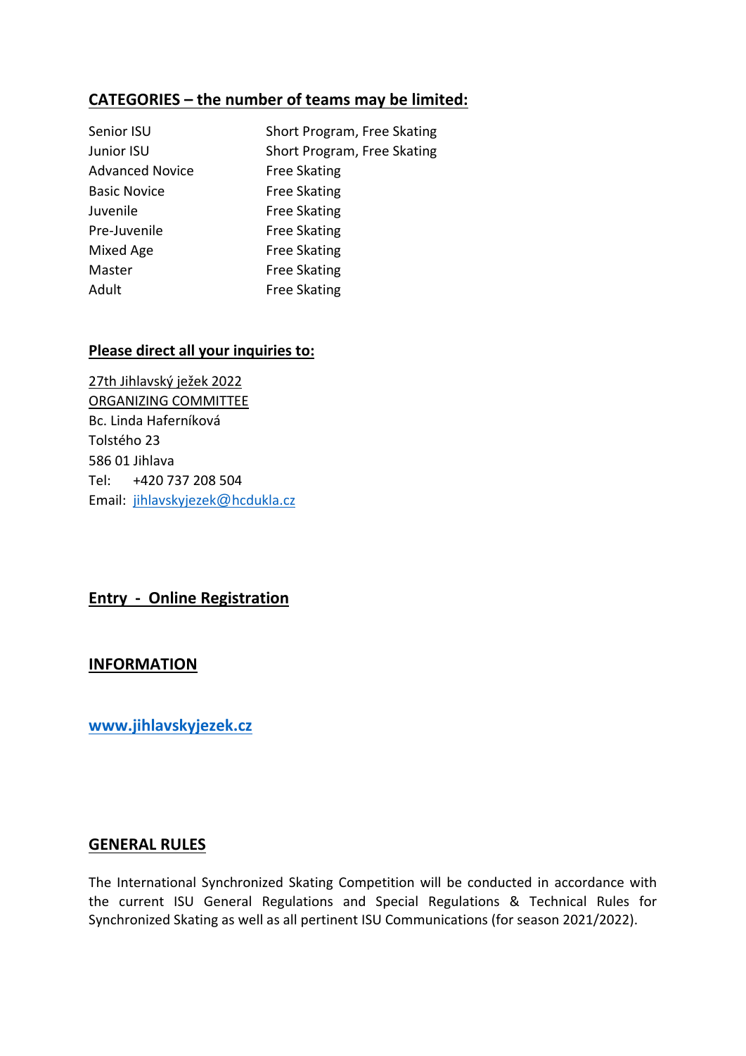## CATEGORIES – the number of teams may be limited:

| | |
|---|---|
| Senior ISU | Short Program, Free Skating |
| Junior ISU | Short Program, Free Skating |
| Advanced Novice | Free Skating |
| Basic Novice | Free Skating |
| Juvenile | Free Skating |
| Pre-Juvenile | Free Skating |
| Mixed Age | Free Skating |
| Master | Free Skating |
| Adult | Free Skating |

## Please direct all your inquiries to:

27th Jihlavský ježek 2022
ORGANIZING COMMITTEE
Bc. Linda Haferníková
Tolstého 23
586 01 Jihlava
Tel: +420 737 208 504
Email: jihlavskyjezek@hcdukla.cz

## Entry - Online Registration

## INFORMATION

**www.jihlavskyjezek.cz**

## GENERAL RULES

The International Synchronized Skating Competition will be conducted in accordance with the current ISU General Regulations and Special Regulations & Technical Rules for Synchronized Skating as well as all pertinent ISU Communications (for season 2021/2022).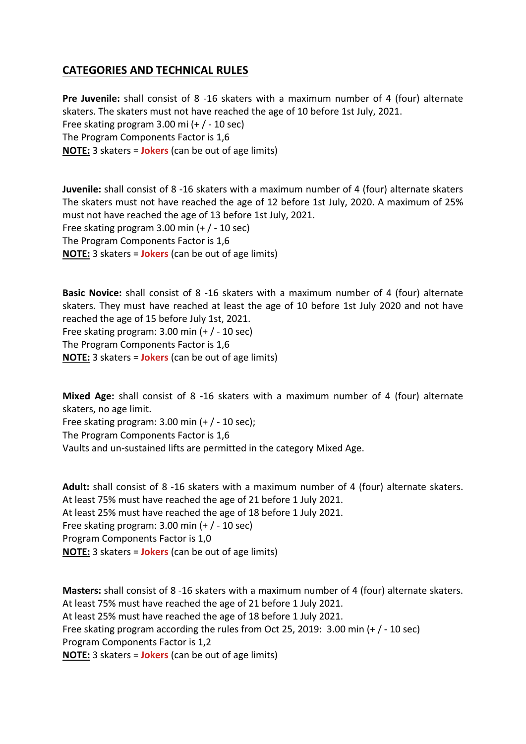## CATEGORIES AND TECHNICAL RULES

**Pre Juvenile:** shall consist of 8 -16 skaters with a maximum number of 4 (four) alternate skaters. The skaters must not have reached the age of 10 before 1st July, 2021.
Free skating program 3.00 mi (+ / - 10 sec)
The Program Components Factor is 1,6
**NOTE:** 3 skaters = **Jokers** (can be out of age limits)

**Juvenile:** shall consist of 8 -16 skaters with a maximum number of 4 (four) alternate skaters The skaters must not have reached the age of 12 before 1st July, 2020. A maximum of 25% must not have reached the age of 13 before 1st July, 2021.
Free skating program 3.00 min (+ / - 10 sec)
The Program Components Factor is 1,6
**NOTE:** 3 skaters = **Jokers** (can be out of age limits)

**Basic Novice:** shall consist of 8 -16 skaters with a maximum number of 4 (four) alternate skaters. They must have reached at least the age of 10 before 1st July 2020 and not have reached the age of 15 before July 1st, 2021.
Free skating program: 3.00 min (+ / - 10 sec)
The Program Components Factor is 1,6
**NOTE:** 3 skaters = **Jokers** (can be out of age limits)

**Mixed Age:** shall consist of 8 -16 skaters with a maximum number of 4 (four) alternate skaters, no age limit.
Free skating program: 3.00 min (+ / - 10 sec);
The Program Components Factor is 1,6
Vaults and un-sustained lifts are permitted in the category Mixed Age.

**Adult:** shall consist of 8 -16 skaters with a maximum number of 4 (four) alternate skaters.
At least 75% must have reached the age of 21 before 1 July 2021.
At least 25% must have reached the age of 18 before 1 July 2021.
Free skating program: 3.00 min (+ / - 10 sec)
Program Components Factor is 1,0
**NOTE:** 3 skaters = **Jokers** (can be out of age limits)

**Masters:** shall consist of 8 -16 skaters with a maximum number of 4 (four) alternate skaters.
At least 75% must have reached the age of 21 before 1 July 2021.
At least 25% must have reached the age of 18 before 1 July 2021.
Free skating program according the rules from Oct 25, 2019: 3.00 min (+ / - 10 sec)
Program Components Factor is 1,2
**NOTE:** 3 skaters = **Jokers** (can be out of age limits)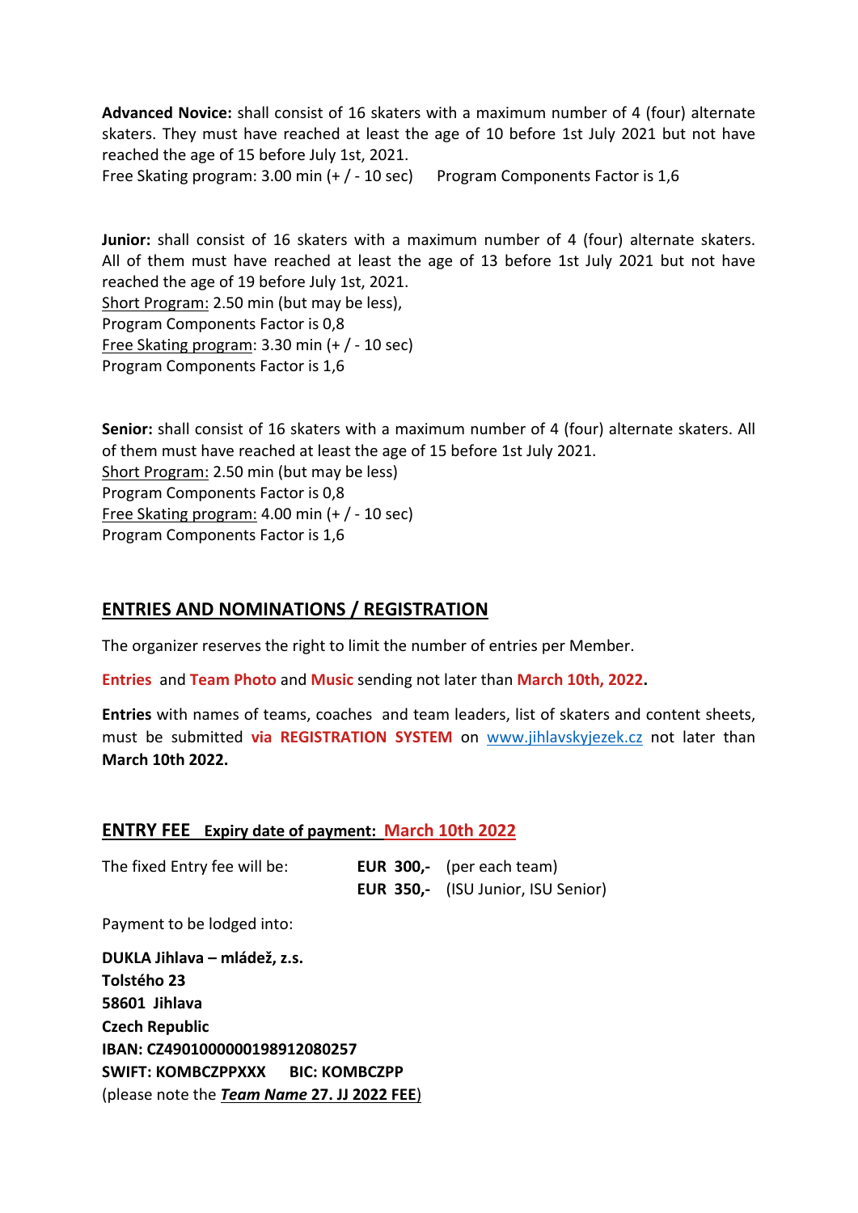**Advanced Novice:** shall consist of 16 skaters with a maximum number of 4 (four) alternate skaters. They must have reached at least the age of 10 before 1st July 2021 but not have reached the age of 15 before July 1st, 2021.
Free Skating program: 3.00 min (+ / - 10 sec)    Program Components Factor is 1,6

**Junior:** shall consist of 16 skaters with a maximum number of 4 (four) alternate skaters. All of them must have reached at least the age of 13 before 1st July 2021 but not have reached the age of 19 before July 1st, 2021.
Short Program: 2.50 min (but may be less),
Program Components Factor is 0,8
Free Skating program: 3.30 min (+ / - 10 sec)
Program Components Factor is 1,6

**Senior:** shall consist of 16 skaters with a maximum number of 4 (four) alternate skaters. All of them must have reached at least the age of 15 before 1st July 2021.
Short Program: 2.50 min (but may be less)
Program Components Factor is 0,8
Free Skating program: 4.00 min (+ / - 10 sec)
Program Components Factor is 1,6

## ENTRIES AND NOMINATIONS / REGISTRATION

The organizer reserves the right to limit the number of entries per Member.

**Entries** and **Team Photo** and **Music** sending not later than **March 10th, 2022.**

**Entries** with names of teams, coaches and team leaders, list of skaters and content sheets, must be submitted **via REGISTRATION SYSTEM** on www.jihlavskyjezek.cz not later than **March 10th 2022.**

## ENTRY FEE **Expiry date of payment: March 10th 2022**

| The fixed Entry fee will be: | **EUR 300,-** | (per each team) |
|---|---|---|
| | **EUR 350,-** | (ISU Junior, ISU Senior) |

Payment to be lodged into:

**DUKLA Jihlava – mládež, z.s.**
**Tolstého 23**
**58601 Jihlava**
**Czech Republic**
**IBAN: CZ4901000000198912080257**
**SWIFT: KOMBCZPPXXX BIC: KOMBCZPP**
(please note the ***Team Name* 27. JJ 2022 FEE**)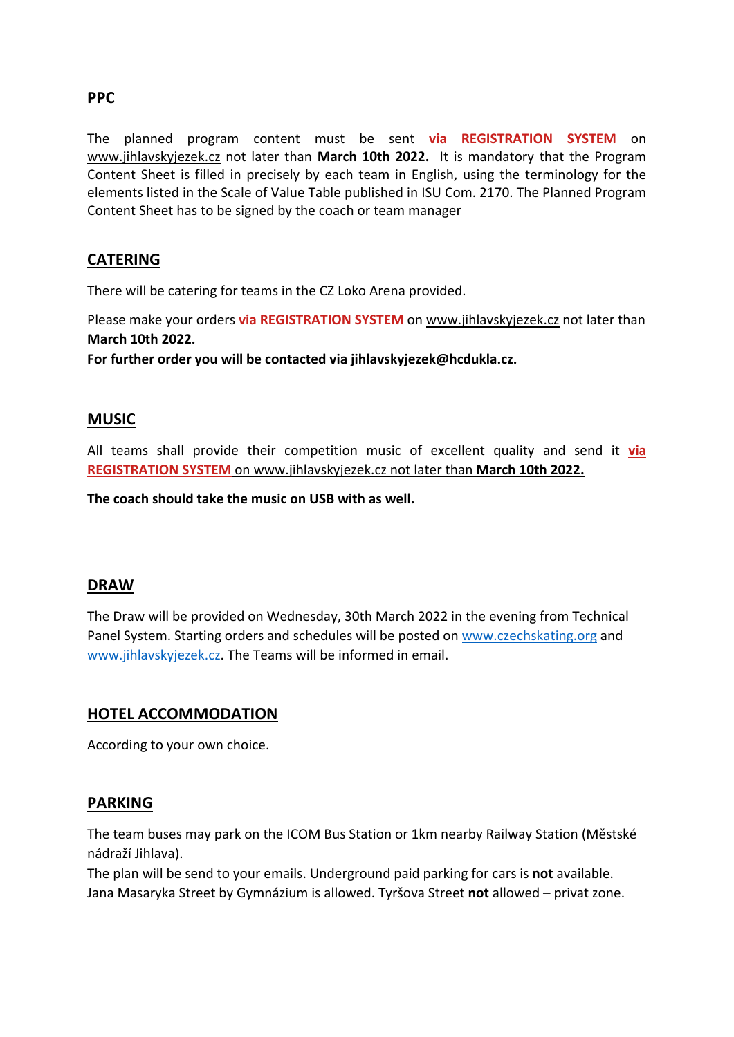## PPC

The planned program content must be sent **via REGISTRATION SYSTEM** on www.jihlavskyjezek.cz not later than **March 10th 2022.** It is mandatory that the Program Content Sheet is filled in precisely by each team in English, using the terminology for the elements listed in the Scale of Value Table published in ISU Com. 2170. The Planned Program Content Sheet has to be signed by the coach or team manager

## CATERING

There will be catering for teams in the CZ Loko Arena provided.

Please make your orders **via REGISTRATION SYSTEM** on www.jihlavskyjezek.cz not later than **March 10th 2022.**

**For further order you will be contacted via jihlavskyjezek@hcdukla.cz.**

## MUSIC

All teams shall provide their competition music of excellent quality and send it **via REGISTRATION SYSTEM** on www.jihlavskyjezek.cz not later than **March 10th 2022.**

**The coach should take the music on USB with as well.**

## DRAW

The Draw will be provided on Wednesday, 30th March 2022 in the evening from Technical Panel System. Starting orders and schedules will be posted on www.czechskating.org and www.jihlavskyjezek.cz. The Teams will be informed in email.

## HOTEL ACCOMMODATION

According to your own choice.

## PARKING

The team buses may park on the ICOM Bus Station or 1km nearby Railway Station (Městské nádraží Jihlava).
The plan will be send to your emails. Underground paid parking for cars is **not** available.
Jana Masaryka Street by Gymnázium is allowed. Tyršova Street **not** allowed – privat zone.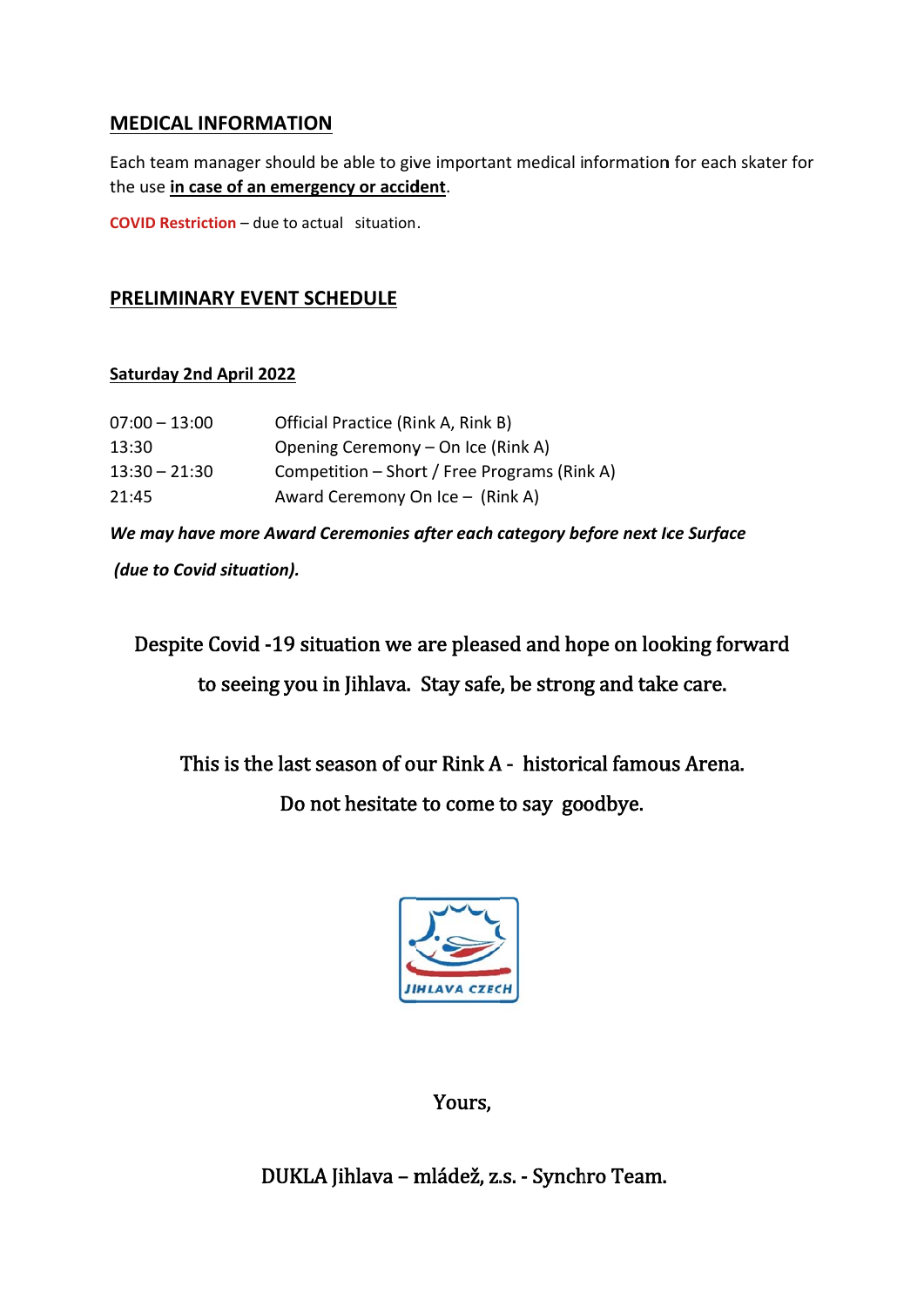## MEDICAL INFORMATION

Each team manager should be able to give important medical information for each skater for the use **in case of an emergency or accident**.

**COVID Restriction** – due to actual situation.

## PRELIMINARY EVENT SCHEDULE

**Saturday 2nd April 2022**

| | |
|---|---|
| 07:00 – 13:00 | Official Practice (Rink A, Rink B) |
| 13:30 | Opening Ceremony – On Ice (Rink A) |
| 13:30 – 21:30 | Competition – Short / Free Programs (Rink A) |
| 21:45 | Award Ceremony On Ice – (Rink A) |

***We may have more Award Ceremonies after each category before next Ice Surface***

***(due to Covid situation).***

Despite Covid -19 situation we are pleased and hope on looking forward to seeing you in Jihlava. Stay safe, be strong and take care.

This is the last season of our Rink A - historical famous Arena. Do not hesitate to come to say goodbye.

JIHLAVA CZECH

Yours,

DUKLA Jihlava – mládež, z.s. - Synchro Team.